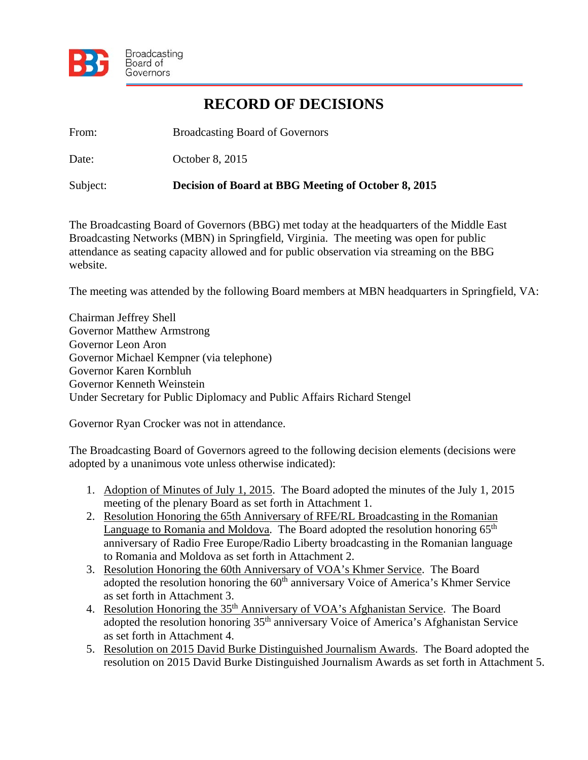Broadcasting Board of Governors

# RECORD OF DECISIONS

From: Broadcasting Board of Governors

Date: October 8, 2015

Subject: **Decision of Board at BBG Meeting of October 8, 2015**

The Broadcasting Board of Governors (BBG) met today at the headquarters of the Middle East Broadcasting Networks (MBN) in Springfield, Virginia. The meeting was open for public attendance as seating capacity allowed and for public observation via streaming on the BBG website.

The meeting was attended by the following Board members at MBN headquarters in Springfield, VA:

Chairman Jeffrey Shell
Governor Matthew Armstrong
Governor Leon Aron
Governor Michael Kempner (via telephone)
Governor Karen Kornbluh
Governor Kenneth Weinstein
Under Secretary for Public Diplomacy and Public Affairs Richard Stengel

Governor Ryan Crocker was not in attendance.

The Broadcasting Board of Governors agreed to the following decision elements (decisions were adopted by a unanimous vote unless otherwise indicated):

1. Adoption of Minutes of July 1, 2015. The Board adopted the minutes of the July 1, 2015 meeting of the plenary Board as set forth in Attachment 1.
2. Resolution Honoring the 65th Anniversary of RFE/RL Broadcasting in the Romanian Language to Romania and Moldova. The Board adopted the resolution honoring 65th anniversary of Radio Free Europe/Radio Liberty broadcasting in the Romanian language to Romania and Moldova as set forth in Attachment 2.
3. Resolution Honoring the 60th Anniversary of VOA's Khmer Service. The Board adopted the resolution honoring the 60th anniversary Voice of America's Khmer Service as set forth in Attachment 3.
4. Resolution Honoring the 35th Anniversary of VOA's Afghanistan Service. The Board adopted the resolution honoring 35th anniversary Voice of America's Afghanistan Service as set forth in Attachment 4.
5. Resolution on 2015 David Burke Distinguished Journalism Awards. The Board adopted the resolution on 2015 David Burke Distinguished Journalism Awards as set forth in Attachment 5.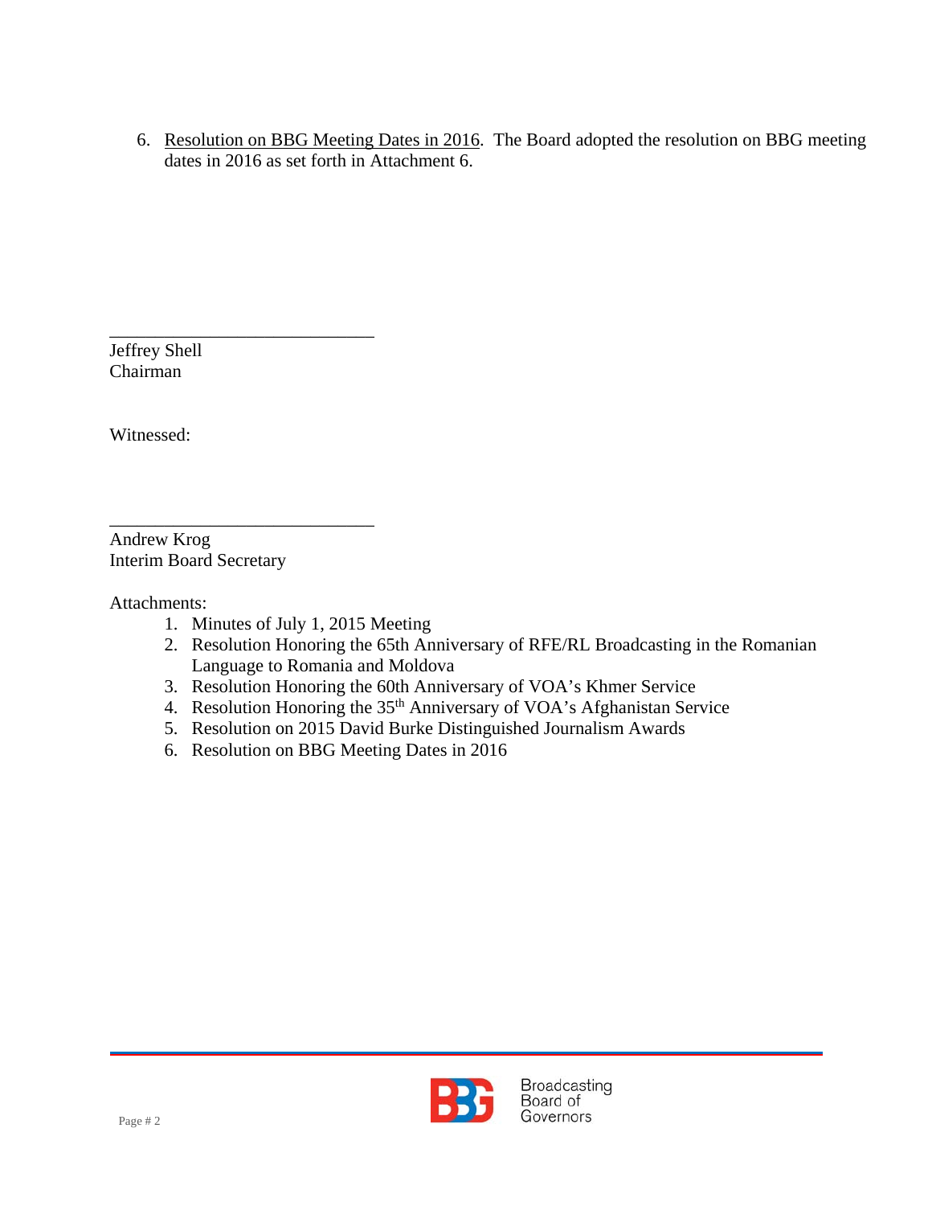6. Resolution on BBG Meeting Dates in 2016. The Board adopted the resolution on BBG meeting dates in 2016 as set forth in Attachment 6.

______________________________
Jeffrey Shell
Chairman

Witnessed:

______________________________
Andrew Krog
Interim Board Secretary

Attachments:

1. Minutes of July 1, 2015 Meeting
2. Resolution Honoring the 65th Anniversary of RFE/RL Broadcasting in the Romanian Language to Romania and Moldova
3. Resolution Honoring the 60th Anniversary of VOA's Khmer Service
4. Resolution Honoring the 35th Anniversary of VOA's Afghanistan Service
5. Resolution on 2015 David Burke Distinguished Journalism Awards
6. Resolution on BBG Meeting Dates in 2016